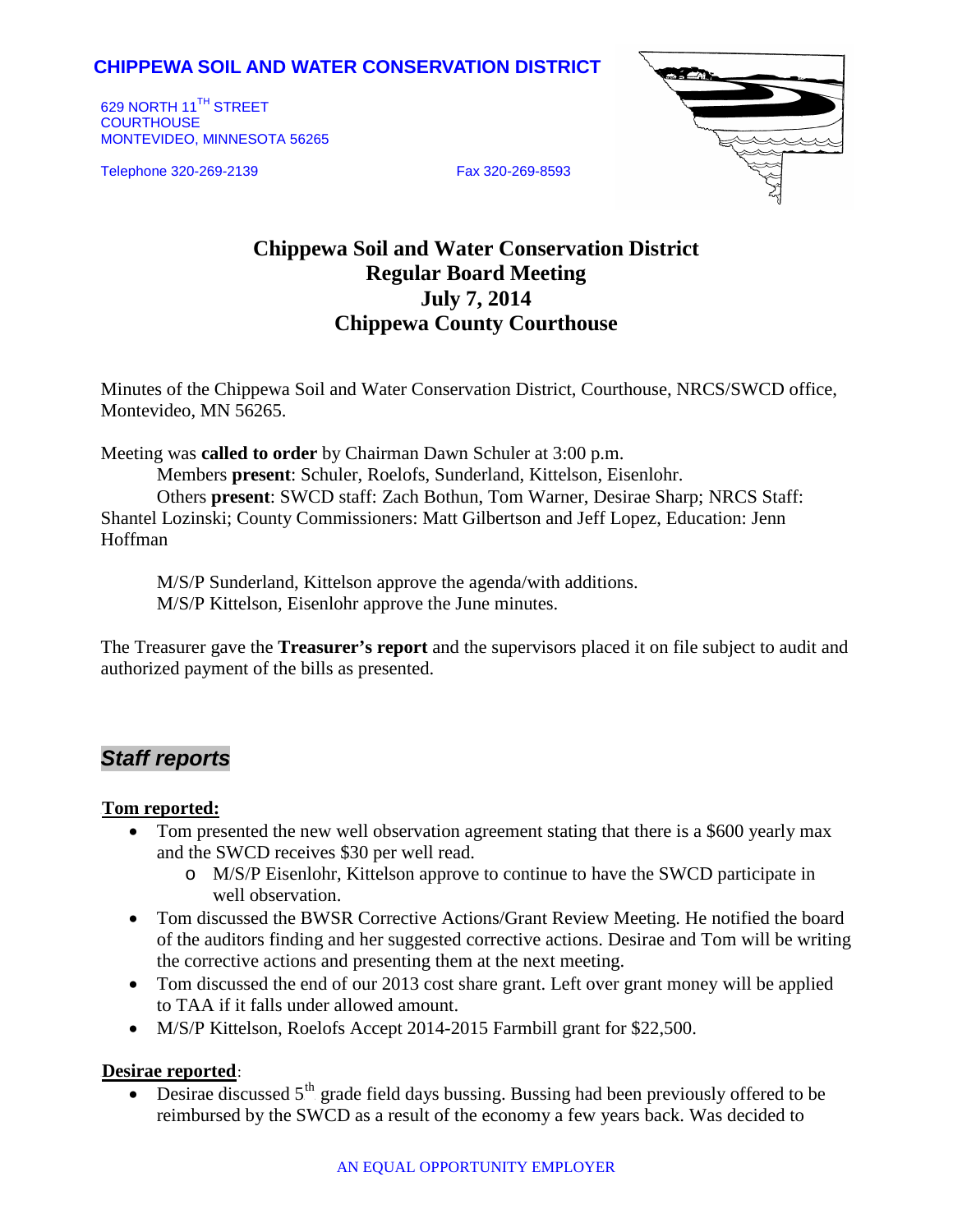**CHIPPEWA SOIL AND WATER CONSERVATION DISTRICT**

629 NORTH 11TH STREET
COURTHOUSE
MONTEVIDEO, MINNESOTA 56265

Telephone 320-269-2139 Fax 320-269-8593

# Chippewa Soil and Water Conservation District
# Regular Board Meeting
# July 7, 2014
# Chippewa County Courthouse

Minutes of the Chippewa Soil and Water Conservation District, Courthouse, NRCS/SWCD office, Montevideo, MN 56265.

Meeting was **called to order** by Chairman Dawn Schuler at 3:00 p.m.

Members **present**: Schuler, Roelofs, Sunderland, Kittelson, Eisenlohr.

Others **present**: SWCD staff: Zach Bothun, Tom Warner, Desirae Sharp; NRCS Staff: Shantel Lozinski; County Commissioners: Matt Gilbertson and Jeff Lopez, Education: Jenn Hoffman

M/S/P Sunderland, Kittelson approve the agenda/with additions.
M/S/P Kittelson, Eisenlohr approve the June minutes.

The Treasurer gave the **Treasurer's report** and the supervisors placed it on file subject to audit and authorized payment of the bills as presented.

## *Staff reports*

**Tom reported:**

- Tom presented the new well observation agreement stating that there is a $600 yearly max and the SWCD receives $30 per well read.
  - M/S/P Eisenlohr, Kittelson approve to continue to have the SWCD participate in well observation.
- Tom discussed the BWSR Corrective Actions/Grant Review Meeting. He notified the board of the auditors finding and her suggested corrective actions. Desirae and Tom will be writing the corrective actions and presenting them at the next meeting.
- Tom discussed the end of our 2013 cost share grant. Left over grant money will be applied to TAA if it falls under allowed amount.
- M/S/P Kittelson, Roelofs Accept 2014-2015 Farmbill grant for $22,500.

**Desirae reported**:

- Desirae discussed 5th grade field days bussing. Bussing had been previously offered to be reimbursed by the SWCD as a result of the economy a few years back. Was decided to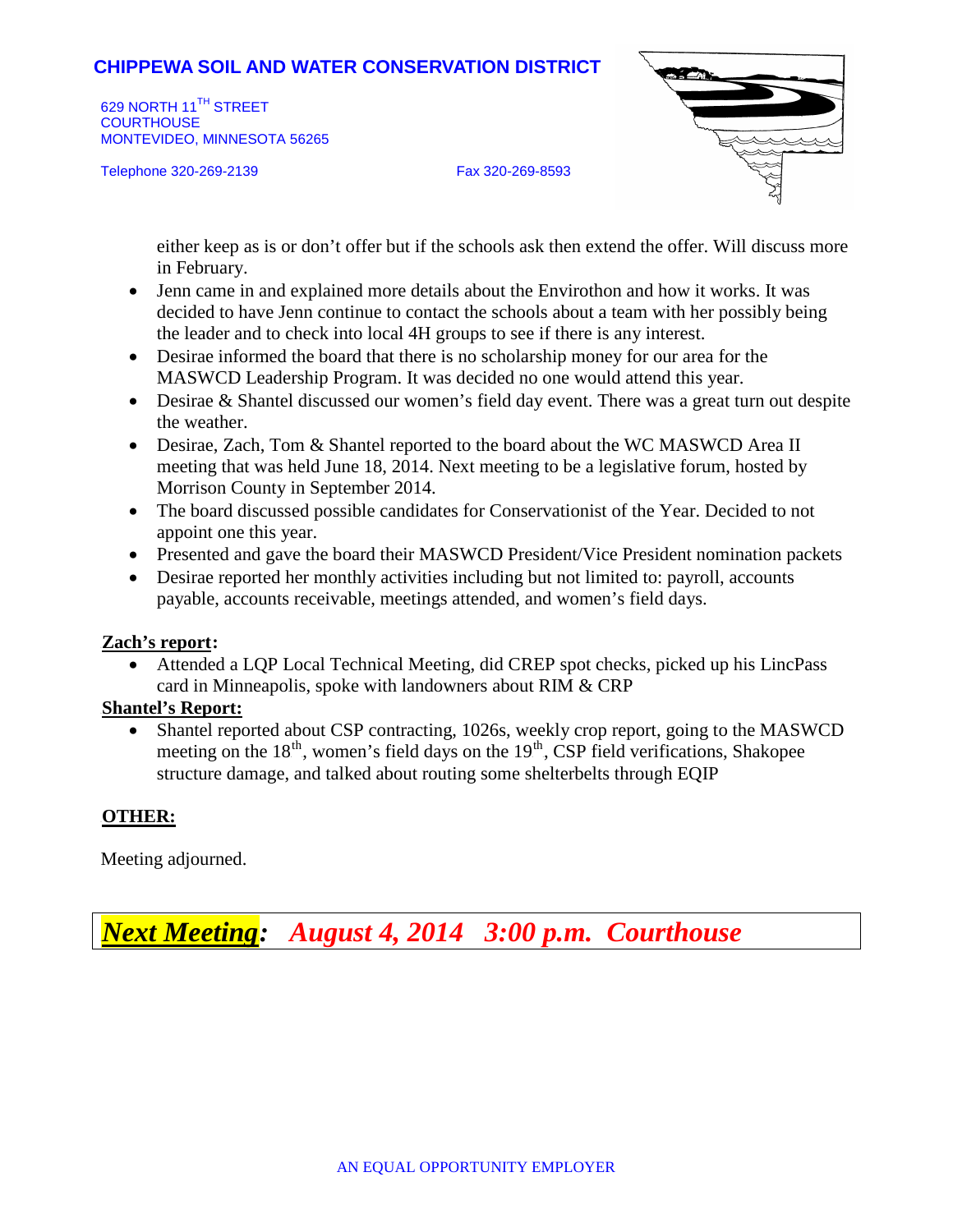**CHIPPEWA SOIL AND WATER CONSERVATION DISTRICT**

629 NORTH 11TH STREET
COURTHOUSE
MONTEVIDEO, MINNESOTA 56265

Telephone 320-269-2139 Fax 320-269-8593

either keep as is or don't offer but if the schools ask then extend the offer. Will discuss more in February.

- Jenn came in and explained more details about the Envirothon and how it works. It was decided to have Jenn continue to contact the schools about a team with her possibly being the leader and to check into local 4H groups to see if there is any interest.
- Desirae informed the board that there is no scholarship money for our area for the MASWCD Leadership Program. It was decided no one would attend this year.
- Desirae & Shantel discussed our women's field day event. There was a great turn out despite the weather.
- Desirae, Zach, Tom & Shantel reported to the board about the WC MASWCD Area II meeting that was held June 18, 2014. Next meeting to be a legislative forum, hosted by Morrison County in September 2014.
- The board discussed possible candidates for Conservationist of the Year. Decided to not appoint one this year.
- Presented and gave the board their MASWCD President/Vice President nomination packets
- Desirae reported her monthly activities including but not limited to: payroll, accounts payable, accounts receivable, meetings attended, and women's field days.

**Zach's report:**

- Attended a LQP Local Technical Meeting, did CREP spot checks, picked up his LincPass card in Minneapolis, spoke with landowners about RIM & CRP

**Shantel's Report:**

- Shantel reported about CSP contracting, 1026s, weekly crop report, going to the MASWCD meeting on the 18th, women's field days on the 19th, CSP field verifications, Shakopee structure damage, and talked about routing some shelterbelts through EQIP

**OTHER:**

Meeting adjourned.

***Next Meeting**: August 4, 2014 3:00 p.m. Courthouse*

AN EQUAL OPPORTUNITY EMPLOYER